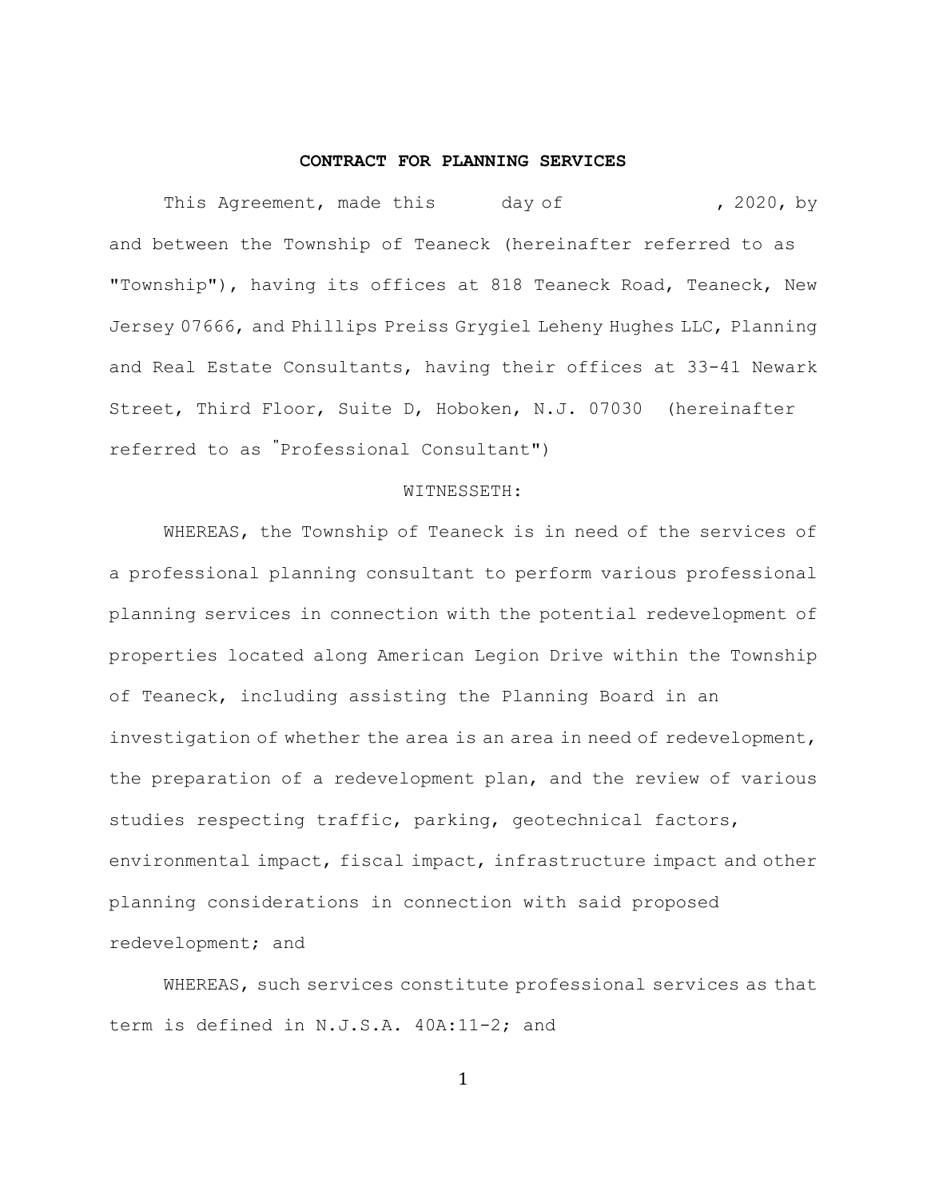**CONTRACT FOR PLANNING SERVICES**

This Agreement, made this day of , 2020, by and between the Township of Teaneck (hereinafter referred to as "Township"), having its offices at 818 Teaneck Road, Teaneck, New Jersey 07666, and Phillips Preiss Grygiel Leheny Hughes LLC, Planning and Real Estate Consultants, having their offices at 33-41 Newark Street, Third Floor, Suite D, Hoboken, N.J. 07030 (hereinafter referred to as "Professional Consultant")

WITNESSETH:

WHEREAS, the Township of Teaneck is in need of the services of a professional planning consultant to perform various professional planning services in connection with the potential redevelopment of properties located along American Legion Drive within the Township of Teaneck, including assisting the Planning Board in an investigation of whether the area is an area in need of redevelopment, the preparation of a redevelopment plan, and the review of various studies respecting traffic, parking, geotechnical factors, environmental impact, fiscal impact, infrastructure impact and other planning considerations in connection with said proposed redevelopment; and

WHEREAS, such services constitute professional services as that term is defined in N.J.S.A. 40A:11-2; and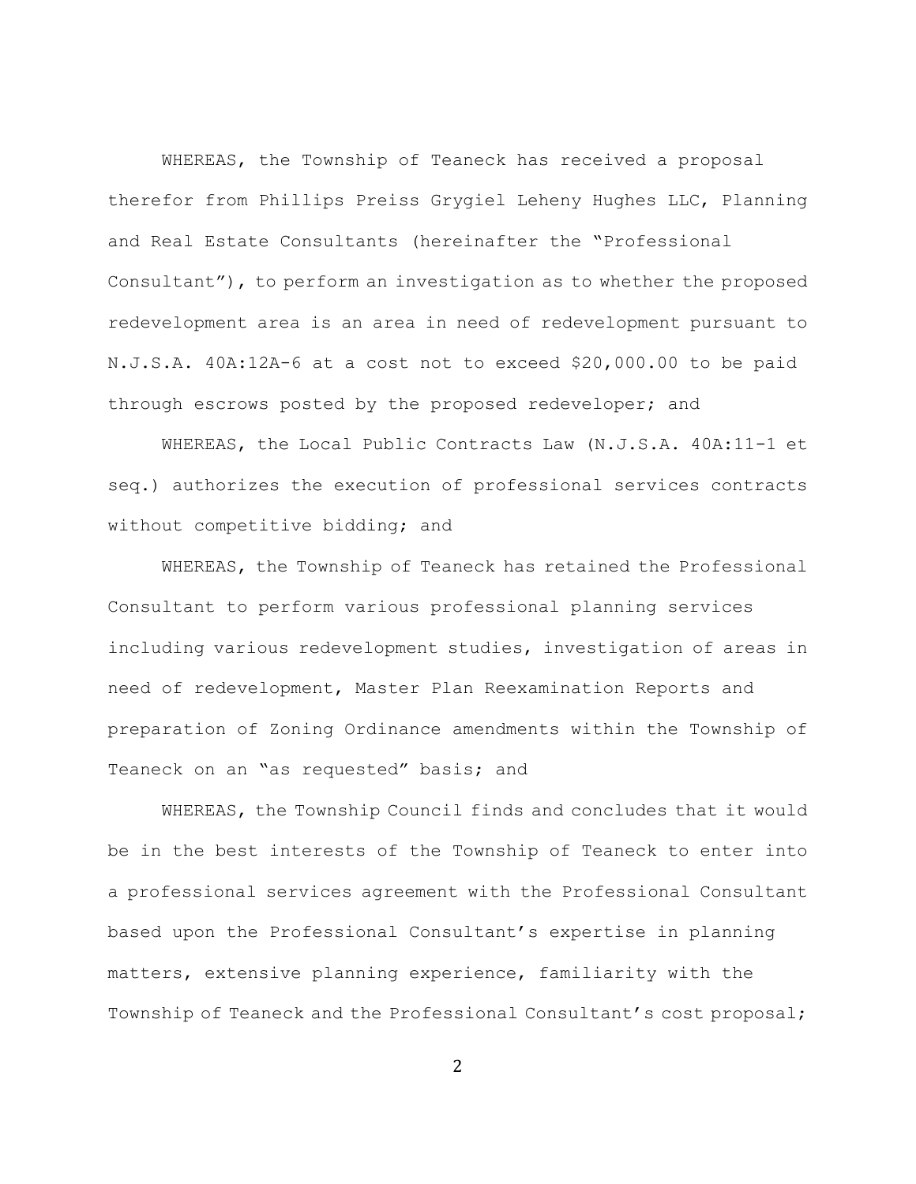WHEREAS, the Township of Teaneck has received a proposal therefor from Phillips Preiss Grygiel Leheny Hughes LLC, Planning and Real Estate Consultants (hereinafter the "Professional Consultant"), to perform an investigation as to whether the proposed redevelopment area is an area in need of redevelopment pursuant to N.J.S.A. 40A:12A-6 at a cost not to exceed $20,000.00 to be paid through escrows posted by the proposed redeveloper; and

WHEREAS, the Local Public Contracts Law (N.J.S.A. 40A:11-1 et seq.) authorizes the execution of professional services contracts without competitive bidding; and

WHEREAS, the Township of Teaneck has retained the Professional Consultant to perform various professional planning services including various redevelopment studies, investigation of areas in need of redevelopment, Master Plan Reexamination Reports and preparation of Zoning Ordinance amendments within the Township of Teaneck on an "as requested" basis; and

WHEREAS, the Township Council finds and concludes that it would be in the best interests of the Township of Teaneck to enter into a professional services agreement with the Professional Consultant based upon the Professional Consultant's expertise in planning matters, extensive planning experience, familiarity with the Township of Teaneck and the Professional Consultant's cost proposal;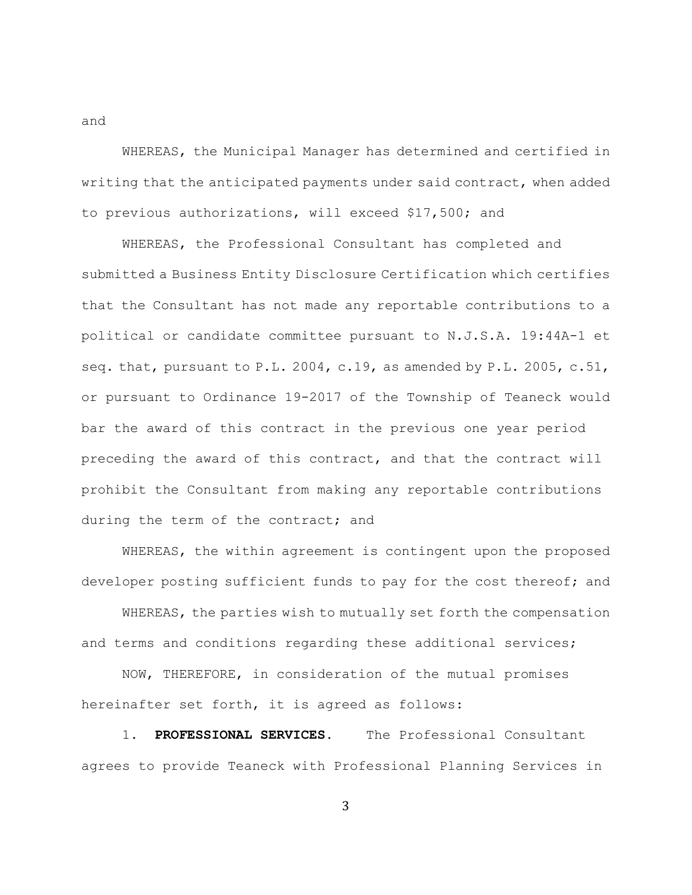and

WHEREAS, the Municipal Manager has determined and certified in writing that the anticipated payments under said contract, when added to previous authorizations, will exceed $17,500; and

WHEREAS, the Professional Consultant has completed and submitted a Business Entity Disclosure Certification which certifies that the Consultant has not made any reportable contributions to a political or candidate committee pursuant to N.J.S.A. 19:44A-1 et seq. that, pursuant to P.L. 2004, c.19, as amended by P.L. 2005, c.51, or pursuant to Ordinance 19-2017 of the Township of Teaneck would bar the award of this contract in the previous one year period preceding the award of this contract, and that the contract will prohibit the Consultant from making any reportable contributions during the term of the contract; and

WHEREAS, the within agreement is contingent upon the proposed developer posting sufficient funds to pay for the cost thereof; and

WHEREAS, the parties wish to mutually set forth the compensation and terms and conditions regarding these additional services;

NOW, THEREFORE, in consideration of the mutual promises hereinafter set forth, it is agreed as follows:

1. **PROFESSIONAL SERVICES.** The Professional Consultant agrees to provide Teaneck with Professional Planning Services in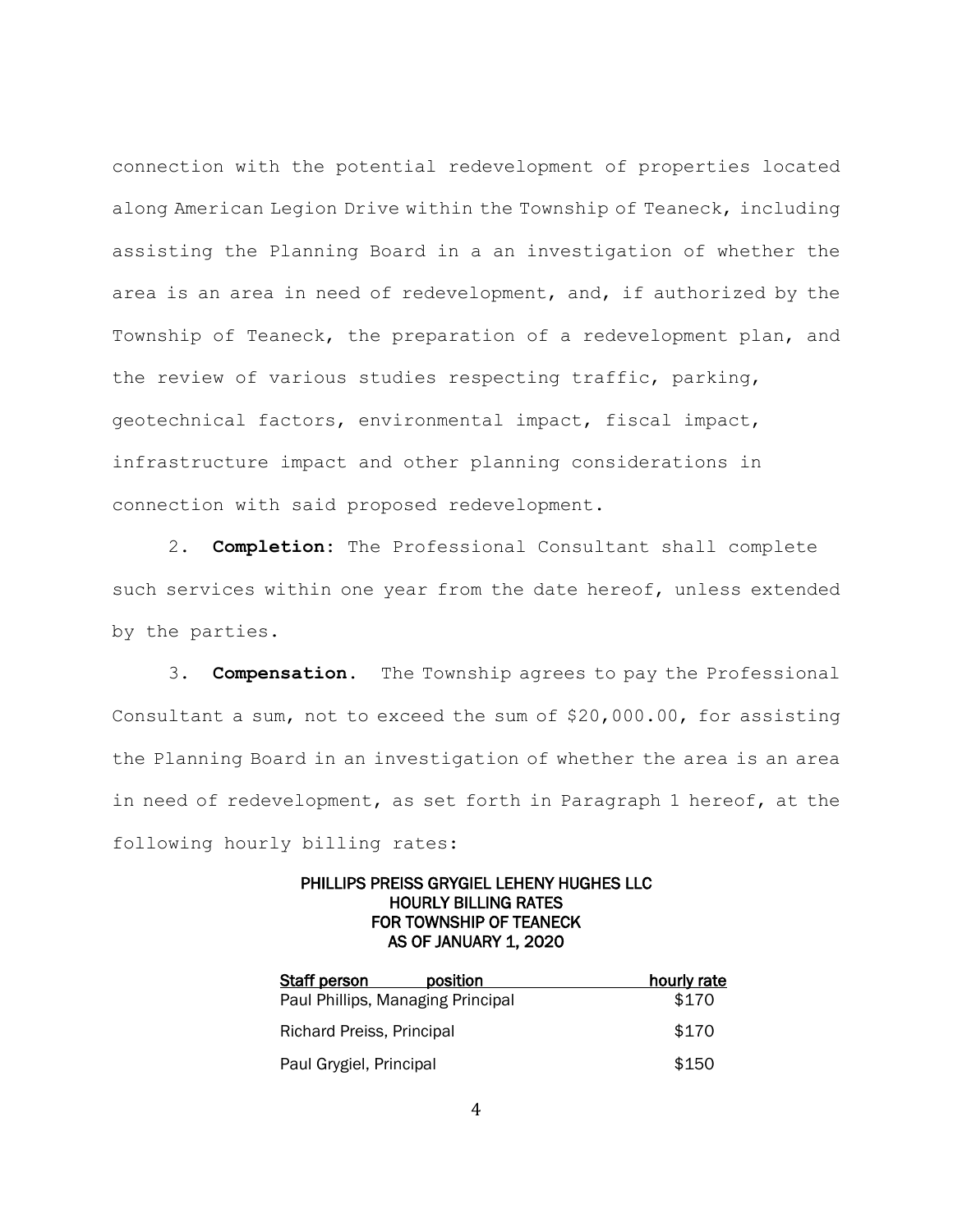connection with the potential redevelopment of properties located along American Legion Drive within the Township of Teaneck, including assisting the Planning Board in a an investigation of whether the area is an area in need of redevelopment, and, if authorized by the Township of Teaneck, the preparation of a redevelopment plan, and the review of various studies respecting traffic, parking, geotechnical factors, environmental impact, fiscal impact, infrastructure impact and other planning considerations in connection with said proposed redevelopment.

2. **Completion**: The Professional Consultant shall complete such services within one year from the date hereof, unless extended by the parties.

3. **Compensation**. The Township agrees to pay the Professional Consultant a sum, not to exceed the sum of $20,000.00, for assisting the Planning Board in an investigation of whether the area is an area in need of redevelopment, as set forth in Paragraph 1 hereof, at the following hourly billing rates:

**PHILLIPS PREISS GRYGIEL LEHENY HUGHES LLC**
**HOURLY BILLING RATES**
**FOR TOWNSHIP OF TEANECK**
**AS OF JANUARY 1, 2020**

| Staff person position | hourly rate |
|---|---|
| Paul Phillips, Managing Principal | $170 |
| Richard Preiss, Principal | $170 |
| Paul Grygiel, Principal | $150 |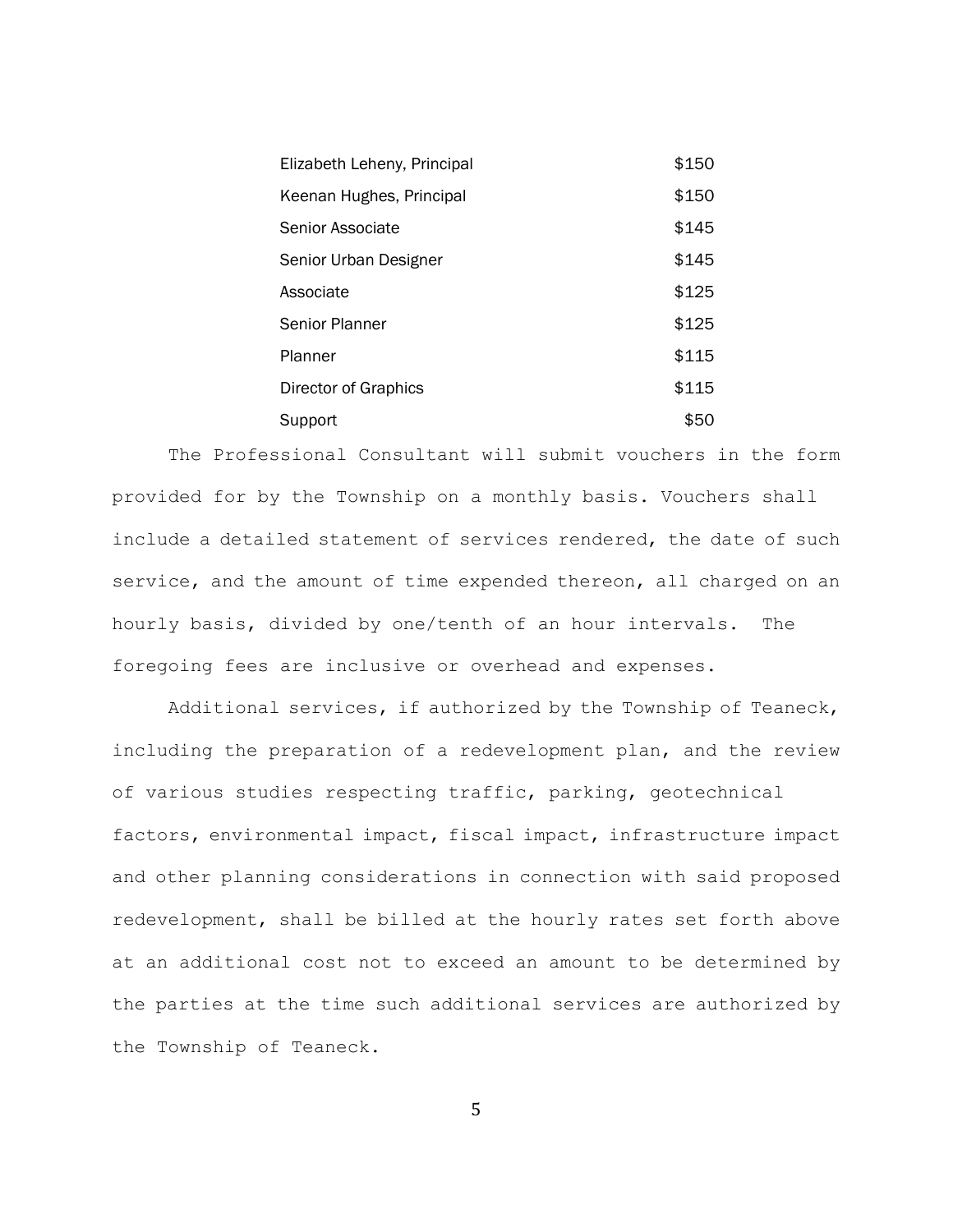| | |
|---|---|
| Elizabeth Leheny, Principal | $150 |
| Keenan Hughes, Principal | $150 |
| Senior Associate | $145 |
| Senior Urban Designer | $145 |
| Associate | $125 |
| Senior Planner | $125 |
| Planner | $115 |
| Director of Graphics | $115 |
| Support | $50 |

The Professional Consultant will submit vouchers in the form provided for by the Township on a monthly basis. Vouchers shall include a detailed statement of services rendered, the date of such service, and the amount of time expended thereon, all charged on an hourly basis, divided by one/tenth of an hour intervals. The foregoing fees are inclusive or overhead and expenses.

Additional services, if authorized by the Township of Teaneck, including the preparation of a redevelopment plan, and the review of various studies respecting traffic, parking, geotechnical factors, environmental impact, fiscal impact, infrastructure impact and other planning considerations in connection with said proposed redevelopment, shall be billed at the hourly rates set forth above at an additional cost not to exceed an amount to be determined by the parties at the time such additional services are authorized by the Township of Teaneck.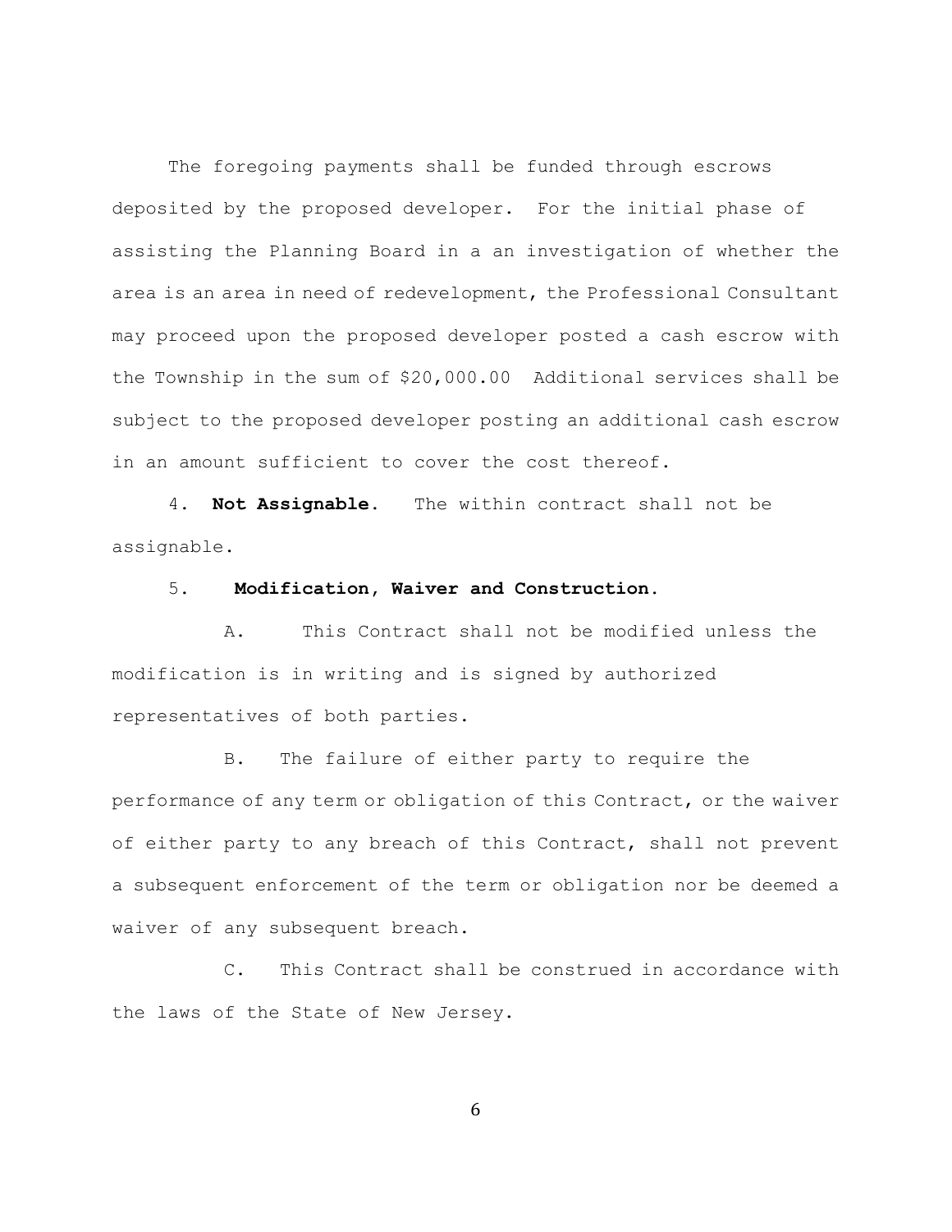The foregoing payments shall be funded through escrows deposited by the proposed developer. For the initial phase of assisting the Planning Board in a an investigation of whether the area is an area in need of redevelopment, the Professional Consultant may proceed upon the proposed developer posted a cash escrow with the Township in the sum of $20,000.00 Additional services shall be subject to the proposed developer posting an additional cash escrow in an amount sufficient to cover the cost thereof.

4. **Not Assignable.** The within contract shall not be assignable.

5. **Modification, Waiver and Construction.**

A. This Contract shall not be modified unless the modification is in writing and is signed by authorized representatives of both parties.

B. The failure of either party to require the performance of any term or obligation of this Contract, or the waiver of either party to any breach of this Contract, shall not prevent a subsequent enforcement of the term or obligation nor be deemed a waiver of any subsequent breach.

C. This Contract shall be construed in accordance with the laws of the State of New Jersey.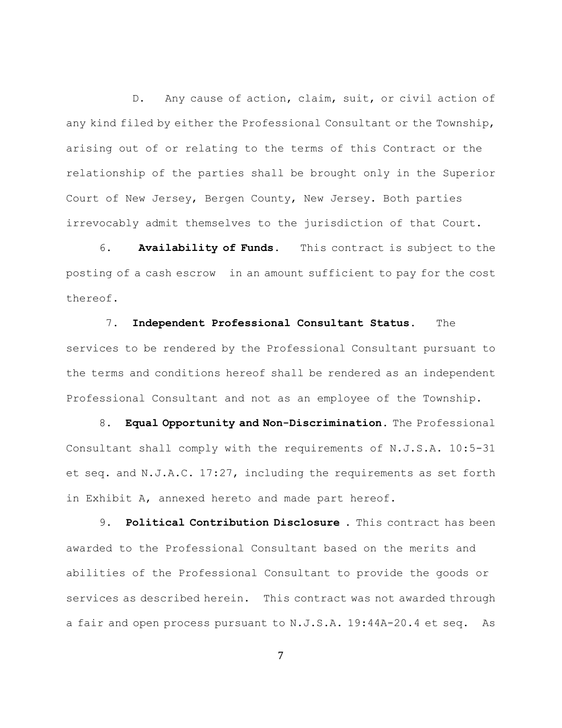D. Any cause of action, claim, suit, or civil action of any kind filed by either the Professional Consultant or the Township, arising out of or relating to the terms of this Contract or the relationship of the parties shall be brought only in the Superior Court of New Jersey, Bergen County, New Jersey. Both parties irrevocably admit themselves to the jurisdiction of that Court.

6. **Availability of Funds.** This contract is subject to the posting of a cash escrow in an amount sufficient to pay for the cost thereof.

7. **Independent Professional Consultant Status.** The services to be rendered by the Professional Consultant pursuant to the terms and conditions hereof shall be rendered as an independent Professional Consultant and not as an employee of the Township.

8. **Equal Opportunity and Non-Discrimination.** The Professional Consultant shall comply with the requirements of N.J.S.A. 10:5-31 et seq. and N.J.A.C. 17:27, including the requirements as set forth in Exhibit A, annexed hereto and made part hereof.

9. **Political Contribution Disclosure .** This contract has been awarded to the Professional Consultant based on the merits and abilities of the Professional Consultant to provide the goods or services as described herein. This contract was not awarded through a fair and open process pursuant to N.J.S.A. 19:44A-20.4 et seq. As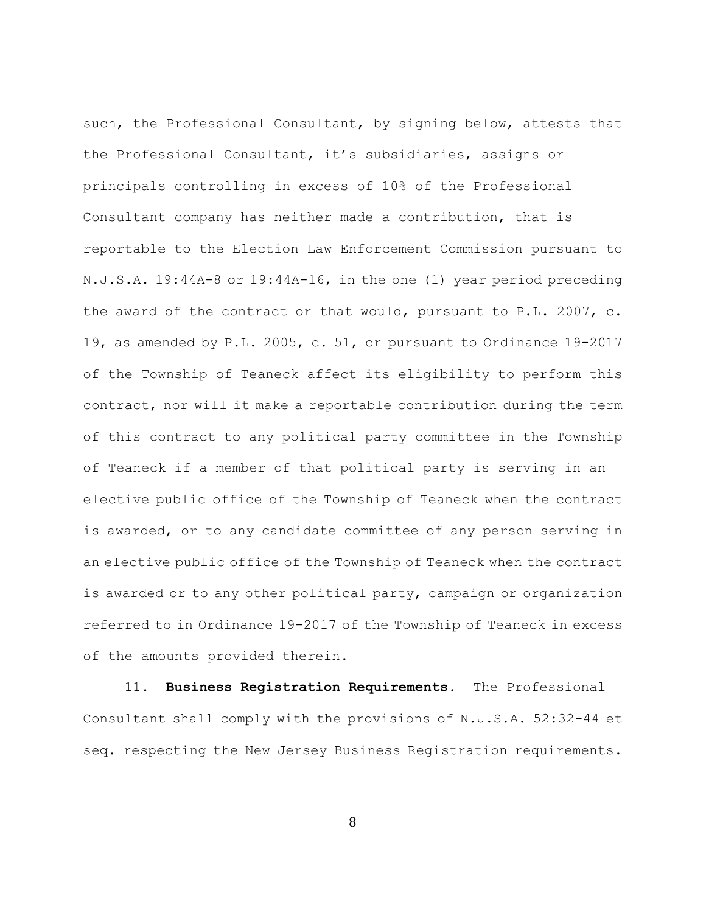such, the Professional Consultant, by signing below, attests that the Professional Consultant, it's subsidiaries, assigns or principals controlling in excess of 10% of the Professional Consultant company has neither made a contribution, that is reportable to the Election Law Enforcement Commission pursuant to N.J.S.A. 19:44A-8 or 19:44A-16, in the one (1) year period preceding the award of the contract or that would, pursuant to P.L. 2007, c. 19, as amended by P.L. 2005, c. 51, or pursuant to Ordinance 19-2017 of the Township of Teaneck affect its eligibility to perform this contract, nor will it make a reportable contribution during the term of this contract to any political party committee in the Township of Teaneck if a member of that political party is serving in an elective public office of the Township of Teaneck when the contract is awarded, or to any candidate committee of any person serving in an elective public office of the Township of Teaneck when the contract is awarded or to any other political party, campaign or organization referred to in Ordinance 19-2017 of the Township of Teaneck in excess of the amounts provided therein.

11. **Business Registration Requirements.** The Professional Consultant shall comply with the provisions of N.J.S.A. 52:32-44 et seq. respecting the New Jersey Business Registration requirements.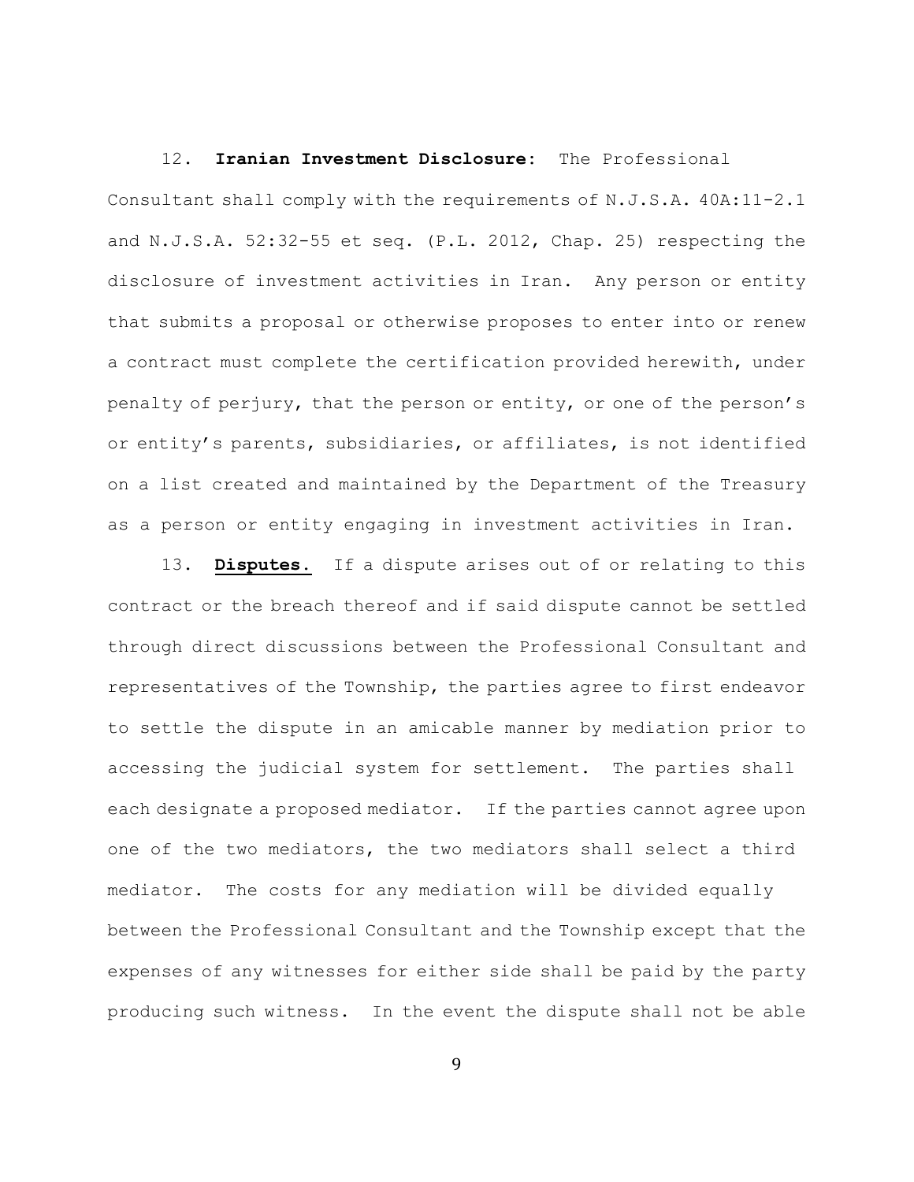12. **Iranian Investment Disclosure**: The Professional Consultant shall comply with the requirements of N.J.S.A. 40A:11-2.1 and N.J.S.A. 52:32-55 et seq. (P.L. 2012, Chap. 25) respecting the disclosure of investment activities in Iran. Any person or entity that submits a proposal or otherwise proposes to enter into or renew a contract must complete the certification provided herewith, under penalty of perjury, that the person or entity, or one of the person's or entity's parents, subsidiaries, or affiliates, is not identified on a list created and maintained by the Department of the Treasury as a person or entity engaging in investment activities in Iran.

13. **Disputes**. If a dispute arises out of or relating to this contract or the breach thereof and if said dispute cannot be settled through direct discussions between the Professional Consultant and representatives of the Township, the parties agree to first endeavor to settle the dispute in an amicable manner by mediation prior to accessing the judicial system for settlement. The parties shall each designate a proposed mediator. If the parties cannot agree upon one of the two mediators, the two mediators shall select a third mediator. The costs for any mediation will be divided equally between the Professional Consultant and the Township except that the expenses of any witnesses for either side shall be paid by the party producing such witness. In the event the dispute shall not be able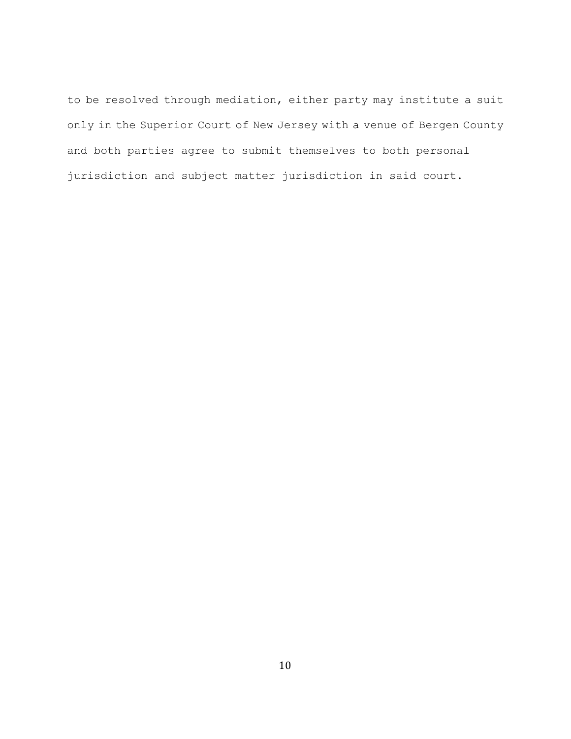to be resolved through mediation, either party may institute a suit only in the Superior Court of New Jersey with a venue of Bergen County and both parties agree to submit themselves to both personal jurisdiction and subject matter jurisdiction in said court.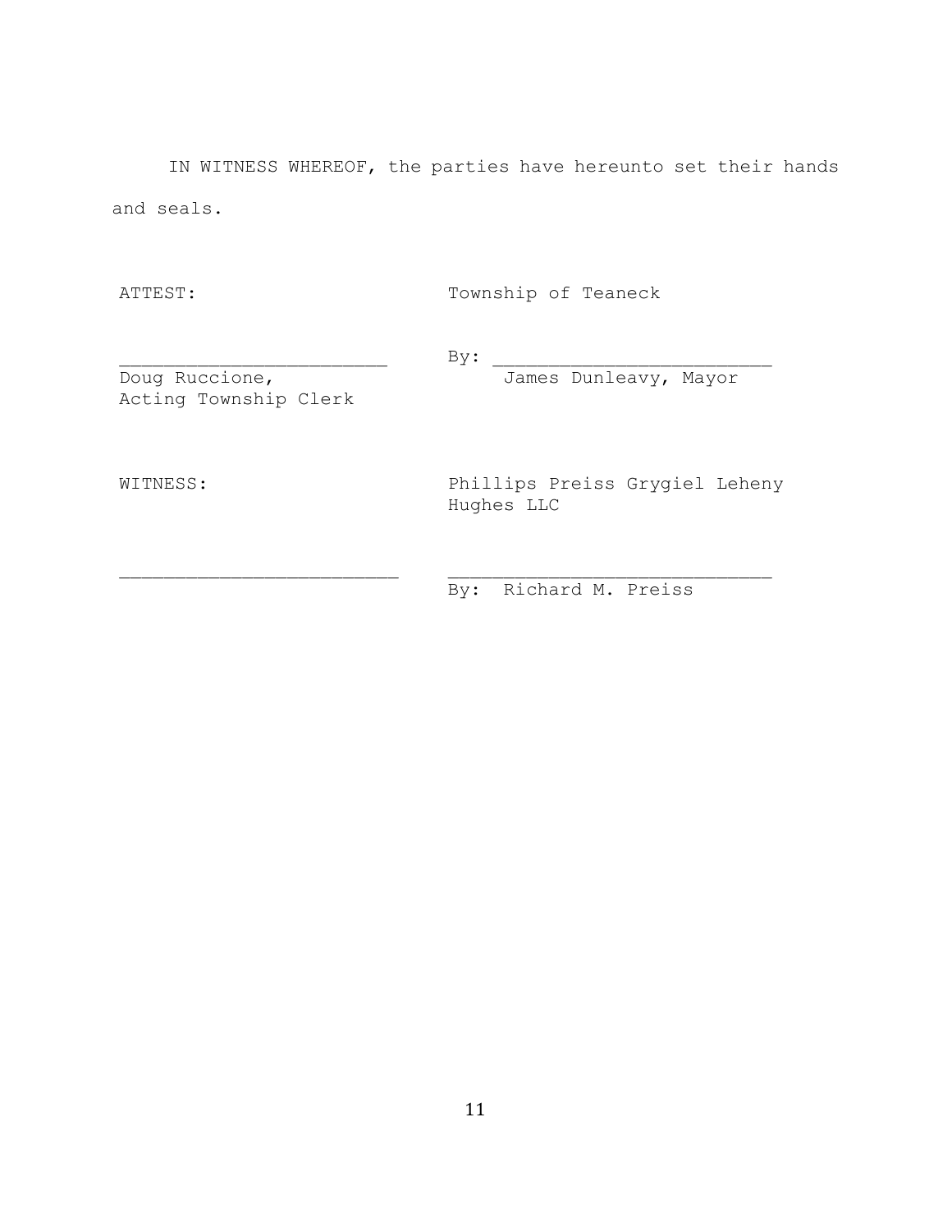IN WITNESS WHEREOF, the parties have hereunto set their hands and seals.

| ATTEST: | Township of Teaneck |
|---|---|
| ________________________ | By: ________________________ |
| Doug Ruccione, Acting Township Clerk | James Dunleavy, Mayor |
| WITNESS: | Phillips Preiss Grygiel Leheny Hughes LLC |
| ________________________ | ____________________________ |
| | By: Richard M. Preiss |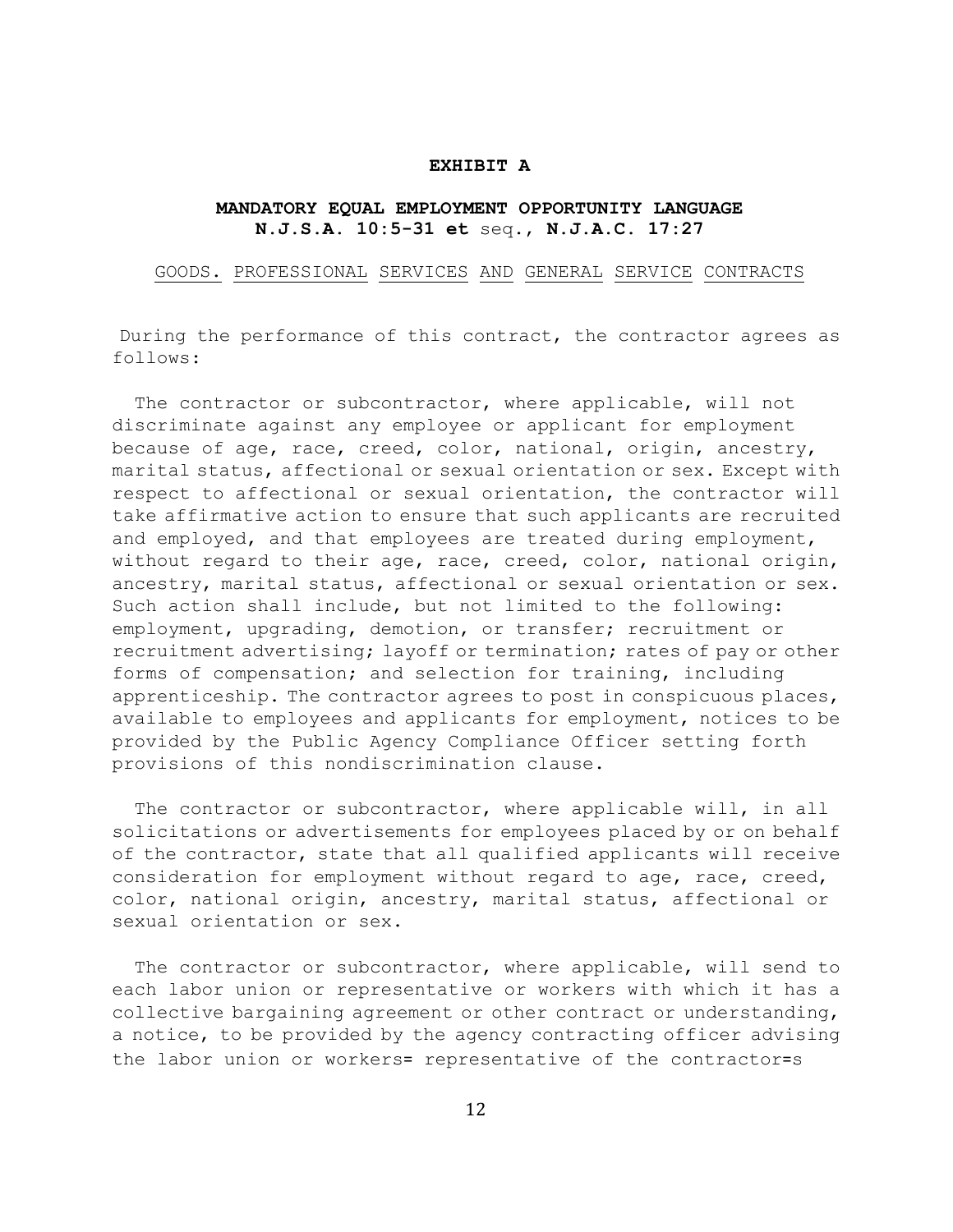**EXHIBIT A**

**MANDATORY EQUAL EMPLOYMENT OPPORTUNITY LANGUAGE**
**N.J.S.A. 10:5-31 et** seq.**, N.J.A.C. 17:27**

GOODS. PROFESSIONAL SERVICES AND GENERAL SERVICE CONTRACTS

During the performance of this contract, the contractor agrees as follows:

The contractor or subcontractor, where applicable, will not discriminate against any employee or applicant for employment because of age, race, creed, color, national, origin, ancestry, marital status, affectional or sexual orientation or sex. Except with respect to affectional or sexual orientation, the contractor will take affirmative action to ensure that such applicants are recruited and employed, and that employees are treated during employment, without regard to their age, race, creed, color, national origin, ancestry, marital status, affectional or sexual orientation or sex. Such action shall include, but not limited to the following: employment, upgrading, demotion, or transfer; recruitment or recruitment advertising; layoff or termination; rates of pay or other forms of compensation; and selection for training, including apprenticeship. The contractor agrees to post in conspicuous places, available to employees and applicants for employment, notices to be provided by the Public Agency Compliance Officer setting forth provisions of this nondiscrimination clause.

The contractor or subcontractor, where applicable will, in all solicitations or advertisements for employees placed by or on behalf of the contractor, state that all qualified applicants will receive consideration for employment without regard to age, race, creed, color, national origin, ancestry, marital status, affectional or sexual orientation or sex.

The contractor or subcontractor, where applicable, will send to each labor union or representative or workers with which it has a collective bargaining agreement or other contract or understanding, a notice, to be provided by the agency contracting officer advising the labor union or workers= representative of the contractor=s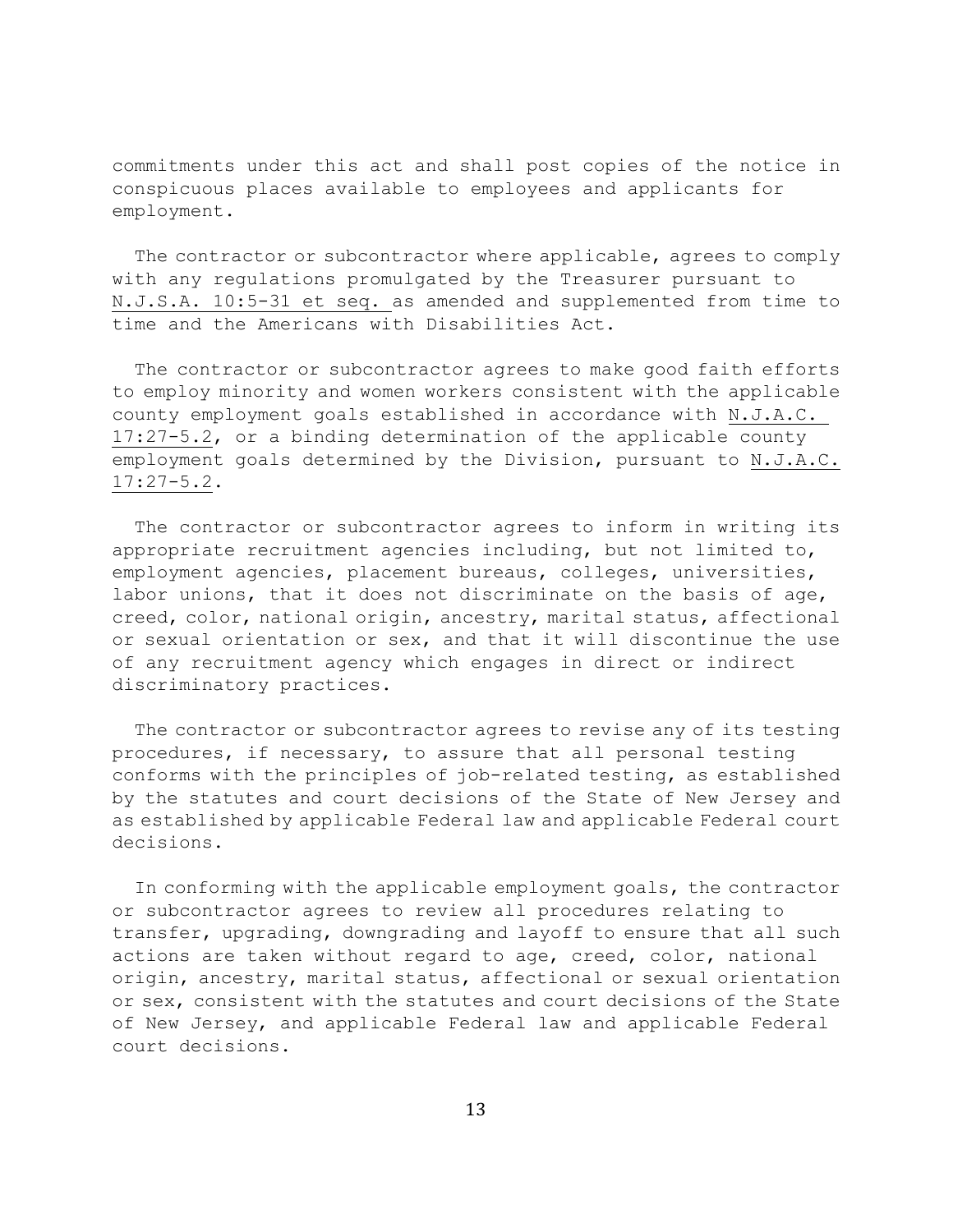commitments under this act and shall post copies of the notice in conspicuous places available to employees and applicants for employment.

The contractor or subcontractor where applicable, agrees to comply with any regulations promulgated by the Treasurer pursuant to N.J.S.A. 10:5-31 et seq. as amended and supplemented from time to time and the Americans with Disabilities Act.

The contractor or subcontractor agrees to make good faith efforts to employ minority and women workers consistent with the applicable county employment goals established in accordance with N.J.A.C. 17:27-5.2, or a binding determination of the applicable county employment goals determined by the Division, pursuant to N.J.A.C. 17:27-5.2.

The contractor or subcontractor agrees to inform in writing its appropriate recruitment agencies including, but not limited to, employment agencies, placement bureaus, colleges, universities, labor unions, that it does not discriminate on the basis of age, creed, color, national origin, ancestry, marital status, affectional or sexual orientation or sex, and that it will discontinue the use of any recruitment agency which engages in direct or indirect discriminatory practices.

The contractor or subcontractor agrees to revise any of its testing procedures, if necessary, to assure that all personal testing conforms with the principles of job-related testing, as established by the statutes and court decisions of the State of New Jersey and as established by applicable Federal law and applicable Federal court decisions.

In conforming with the applicable employment goals, the contractor or subcontractor agrees to review all procedures relating to transfer, upgrading, downgrading and layoff to ensure that all such actions are taken without regard to age, creed, color, national origin, ancestry, marital status, affectional or sexual orientation or sex, consistent with the statutes and court decisions of the State of New Jersey, and applicable Federal law and applicable Federal court decisions.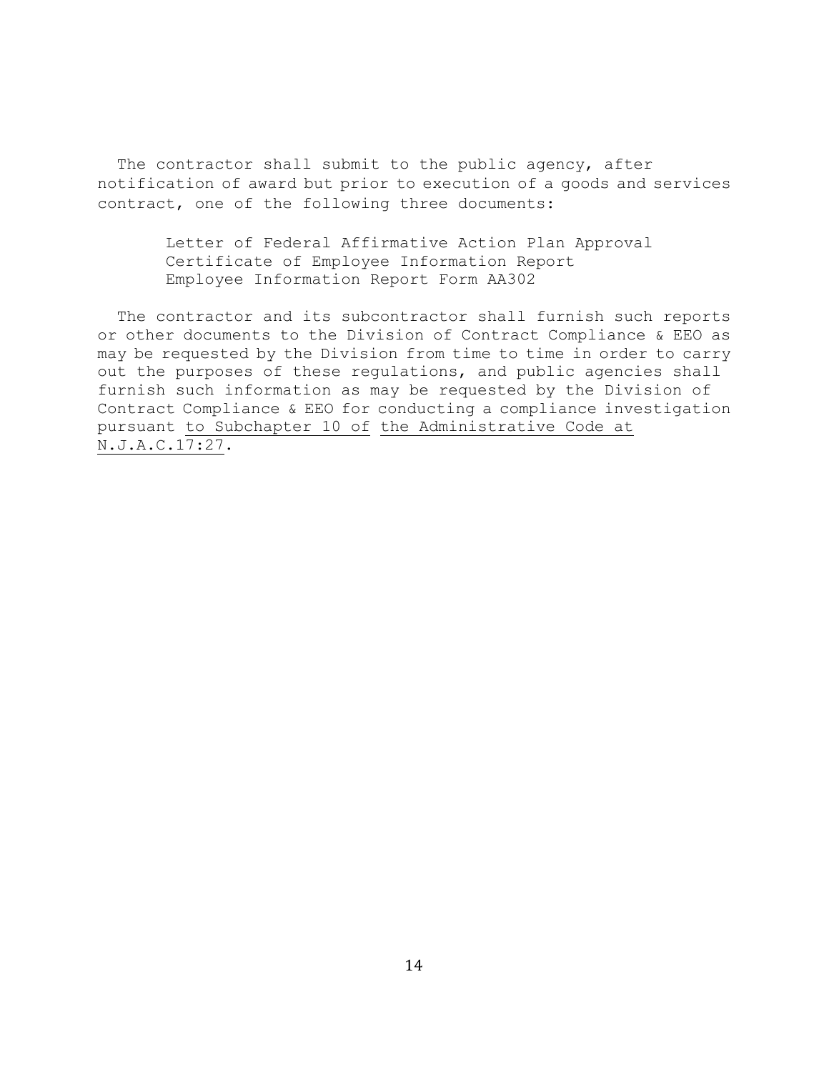The contractor shall submit to the public agency, after notification of award but prior to execution of a goods and services contract, one of the following three documents:

Letter of Federal Affirmative Action Plan Approval
Certificate of Employee Information Report
Employee Information Report Form AA302

The contractor and its subcontractor shall furnish such reports or other documents to the Division of Contract Compliance & EEO as may be requested by the Division from time to time in order to carry out the purposes of these regulations, and public agencies shall furnish such information as may be requested by the Division of Contract Compliance & EEO for conducting a compliance investigation pursuant to Subchapter 10 of the Administrative Code at N.J.A.C.17:27.